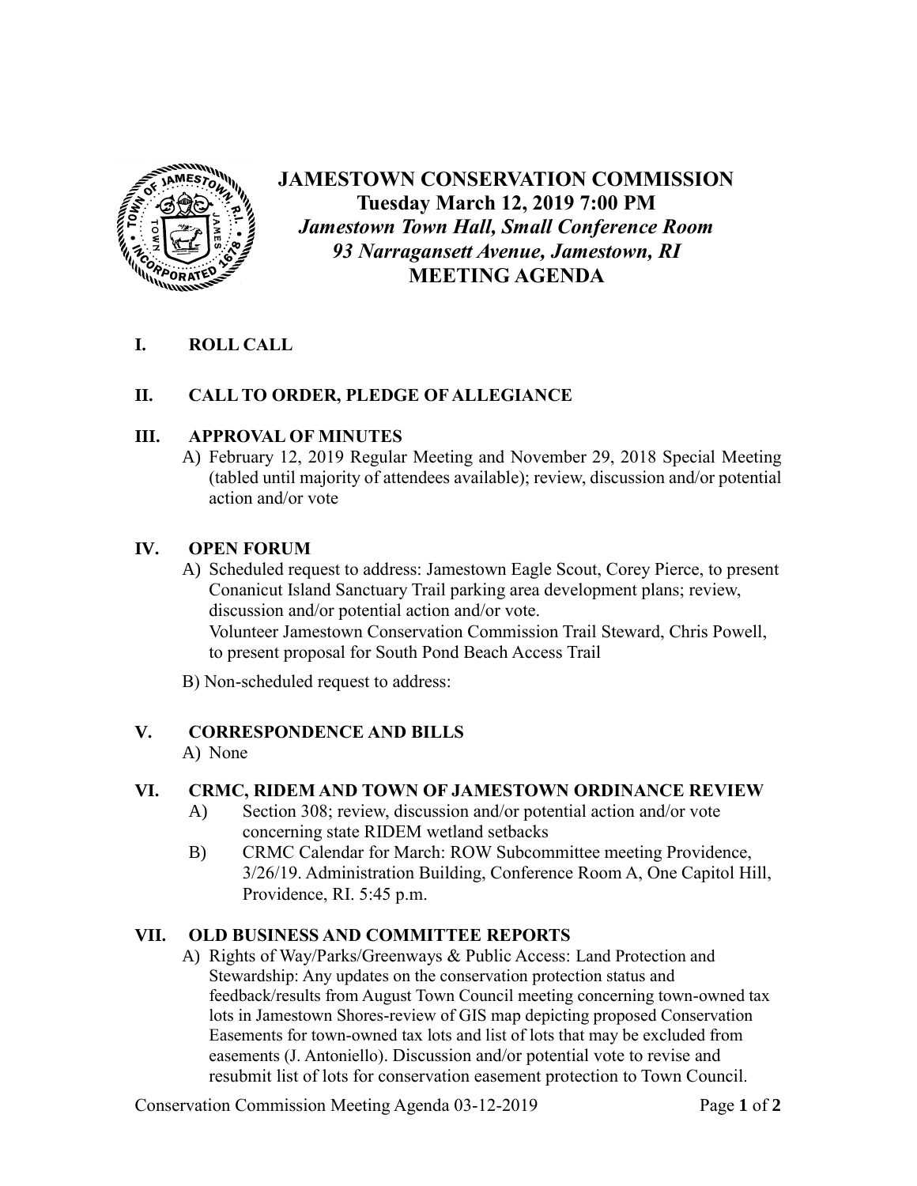# JAMESTOWN CONSERVATION COMMISSION

**Tuesday March 12, 2019 7:00 PM**

***Jamestown Town Hall, Small Conference Room***

***93 Narragansett Avenue, Jamestown, RI***

**MEETING AGENDA**

## I. ROLL CALL

## II. CALL TO ORDER, PLEDGE OF ALLEGIANCE

## III. APPROVAL OF MINUTES

A) February 12, 2019 Regular Meeting and November 29, 2018 Special Meeting (tabled until majority of attendees available); review, discussion and/or potential action and/or vote

## IV. OPEN FORUM

A) Scheduled request to address: Jamestown Eagle Scout, Corey Pierce, to present Conanicut Island Sanctuary Trail parking area development plans; review, discussion and/or potential action and/or vote.
Volunteer Jamestown Conservation Commission Trail Steward, Chris Powell, to present proposal for South Pond Beach Access Trail

B) Non-scheduled request to address:

## V. CORRESPONDENCE AND BILLS

A) None

## VI. CRMC, RIDEM AND TOWN OF JAMESTOWN ORDINANCE REVIEW

A) Section 308; review, discussion and/or potential action and/or vote concerning state RIDEM wetland setbacks

B) CRMC Calendar for March: ROW Subcommittee meeting Providence, 3/26/19. Administration Building, Conference Room A, One Capitol Hill, Providence, RI. 5:45 p.m.

## VII. OLD BUSINESS AND COMMITTEE REPORTS

A) Rights of Way/Parks/Greenways & Public Access: Land Protection and Stewardship: Any updates on the conservation protection status and feedback/results from August Town Council meeting concerning town-owned tax lots in Jamestown Shores-review of GIS map depicting proposed Conservation Easements for town-owned tax lots and list of lots that may be excluded from easements (J. Antoniello). Discussion and/or potential vote to revise and resubmit list of lots for conservation easement protection to Town Council.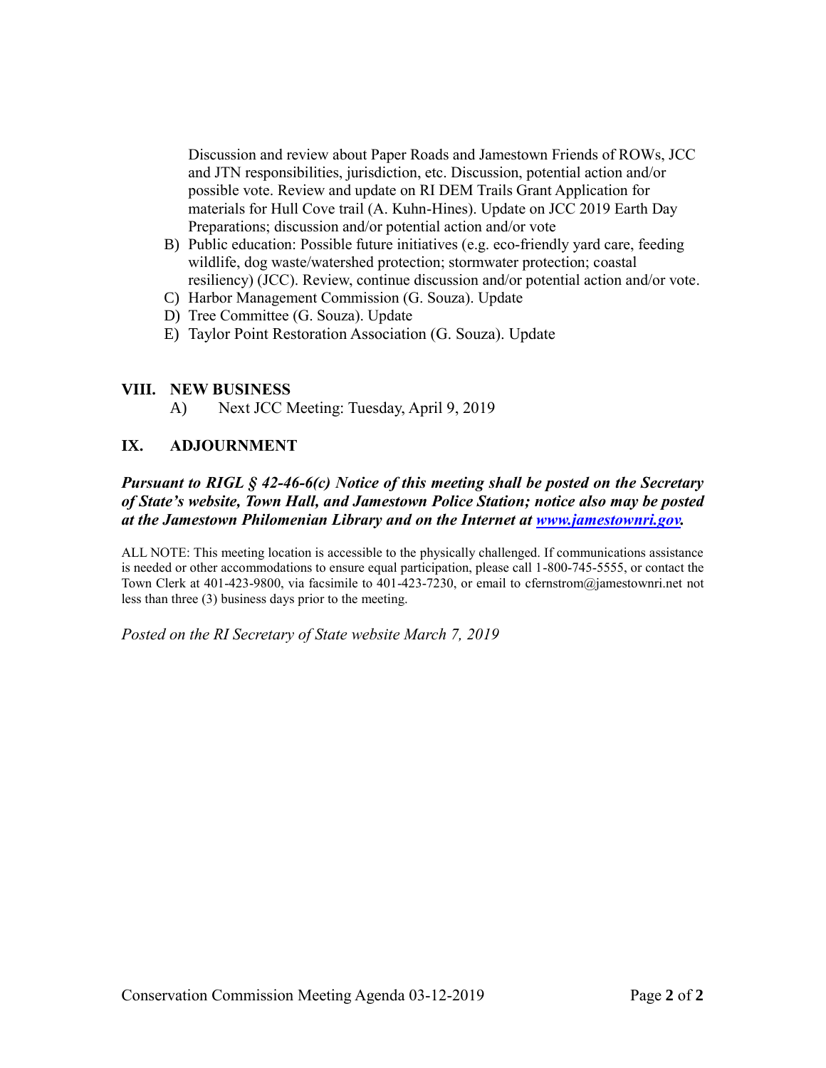Discussion and review about Paper Roads and Jamestown Friends of ROWs, JCC and JTN responsibilities, jurisdiction, etc. Discussion, potential action and/or possible vote. Review and update on RI DEM Trails Grant Application for materials for Hull Cove trail (A. Kuhn-Hines). Update on JCC 2019 Earth Day Preparations; discussion and/or potential action and/or vote

B) Public education: Possible future initiatives (e.g. eco-friendly yard care, feeding wildlife, dog waste/watershed protection; stormwater protection; coastal resiliency) (JCC). Review, continue discussion and/or potential action and/or vote.

C) Harbor Management Commission (G. Souza). Update

D) Tree Committee (G. Souza). Update

E) Taylor Point Restoration Association (G. Souza). Update

## VIII. NEW BUSINESS

A) Next JCC Meeting: Tuesday, April 9, 2019

## IX. ADJOURNMENT

***Pursuant to RIGL § 42-46-6(c) Notice of this meeting shall be posted on the Secretary of State's website, Town Hall, and Jamestown Police Station; notice also may be posted at the Jamestown Philomenian Library and on the Internet at [www.jamestownri.gov](http://www.jamestownri.gov).***

ALL NOTE: This meeting location is accessible to the physically challenged. If communications assistance is needed or other accommodations to ensure equal participation, please call 1-800-745-5555, or contact the Town Clerk at 401-423-9800, via facsimile to 401-423-7230, or email to cfernstrom@jamestownri.net not less than three (3) business days prior to the meeting.

*Posted on the RI Secretary of State website March 7, 2019*